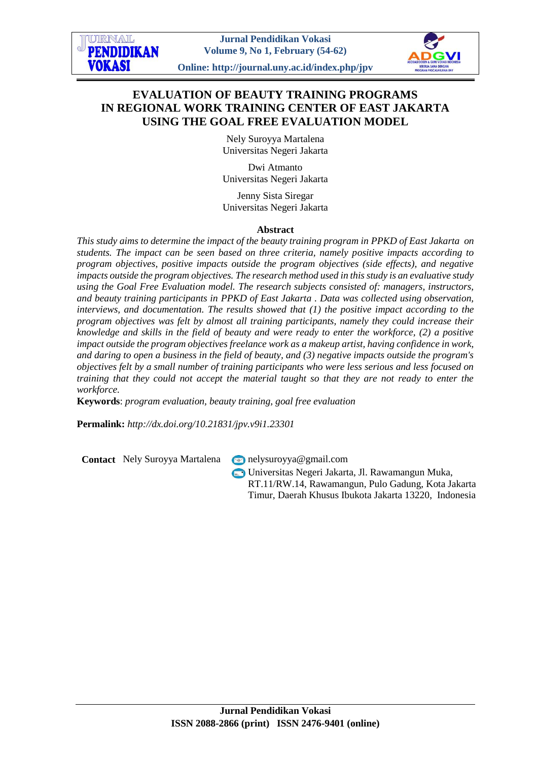# EVALUATION OF BEAUTY TRAINING PROGRAMS IN REGIONAL WORK TRAINING CENTER OF EAST JAKARTA USING THE GOAL FREE EVALUATION MODEL

Nely Suroyya Martalena
Universitas Negeri Jakarta

Dwi Atmanto
Universitas Negeri Jakarta

Jenny Sista Siregar
Universitas Negeri Jakarta

## Abstract

*This study aims to determine the impact of the beauty training program in PPKD of East Jakarta on students. The impact can be seen based on three criteria, namely positive impacts according to program objectives, positive impacts outside the program objectives (side effects), and negative impacts outside the program objectives. The research method used in this study is an evaluative study using the Goal Free Evaluation model. The research subjects consisted of: managers, instructors, and beauty training participants in PPKD of East Jakarta . Data was collected using observation, interviews, and documentation. The results showed that (1) the positive impact according to the program objectives was felt by almost all training participants, namely they could increase their knowledge and skills in the field of beauty and were ready to enter the workforce, (2) a positive impact outside the program objectives freelance work as a makeup artist, having confidence in work, and daring to open a business in the field of beauty, and (3) negative impacts outside the program's objectives felt by a small number of training participants who were less serious and less focused on training that they could not accept the material taught so that they are not ready to enter the workforce.*

**Keywords**: *program evaluation, beauty training, goal free evaluation*

**Permalink:** *http://dx.doi.org/10.21831/jpv.v9i1.23301*

**Contact** Nely Suroyya Martalena
nelysuroyya@gmail.com
Universitas Negeri Jakarta, Jl. Rawamangun Muka, RT.11/RW.14, Rawamangun, Pulo Gadung, Kota Jakarta Timur, Daerah Khusus Ibukota Jakarta 13220, Indonesia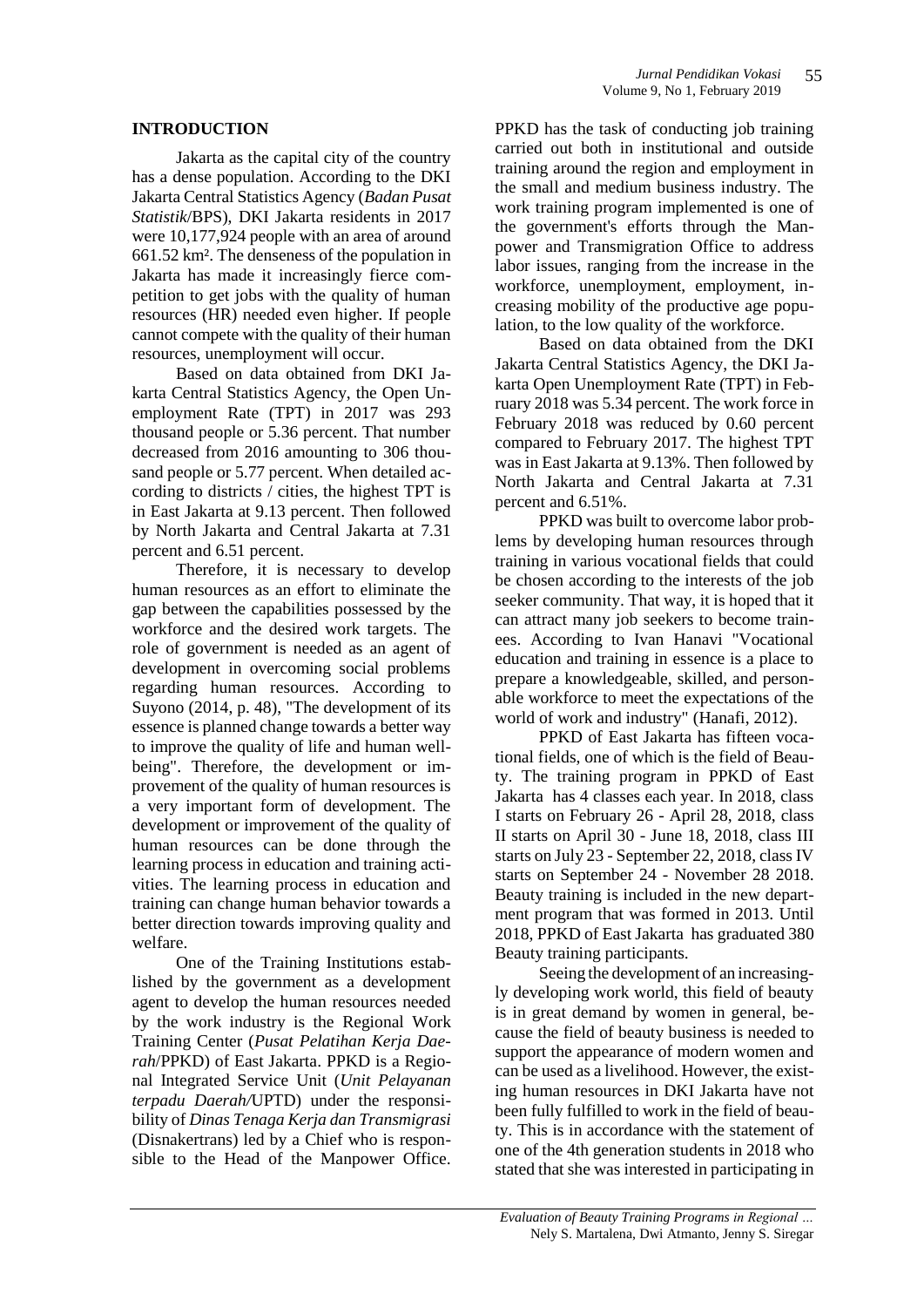## INTRODUCTION

Jakarta as the capital city of the country has a dense population. According to the DKI Jakarta Central Statistics Agency (*Badan Pusat Statistik*/BPS), DKI Jakarta residents in 2017 were 10,177,924 people with an area of around 661.52 km². The denseness of the population in Jakarta has made it increasingly fierce competition to get jobs with the quality of human resources (HR) needed even higher. If people cannot compete with the quality of their human resources, unemployment will occur.

Based on data obtained from DKI Jakarta Central Statistics Agency, the Open Unemployment Rate (TPT) in 2017 was 293 thousand people or 5.36 percent. That number decreased from 2016 amounting to 306 thousand people or 5.77 percent. When detailed according to districts / cities, the highest TPT is in East Jakarta at 9.13 percent. Then followed by North Jakarta and Central Jakarta at 7.31 percent and 6.51 percent.

Therefore, it is necessary to develop human resources as an effort to eliminate the gap between the capabilities possessed by the workforce and the desired work targets. The role of government is needed as an agent of development in overcoming social problems regarding human resources. According to Suyono (2014, p. 48), "The development of its essence is planned change towards a better way to improve the quality of life and human well-being". Therefore, the development or improvement of the quality of human resources is a very important form of development. The development or improvement of the quality of human resources can be done through the learning process in education and training activities. The learning process in education and training can change human behavior towards a better direction towards improving quality and welfare.

One of the Training Institutions established by the government as a development agent to develop the human resources needed by the work industry is the Regional Work Training Center (*Pusat Pelatihan Kerja Daerah*/PPKD) of East Jakarta. PPKD is a Regional Integrated Service Unit (*Unit Pelayanan terpadu Daerah/*UPTD) under the responsibility of *Dinas Tenaga Kerja dan Transmigrasi* (Disnakertrans) led by a Chief who is responsible to the Head of the Manpower Office. PPKD has the task of conducting job training carried out both in institutional and outside training around the region and employment in the small and medium business industry. The work training program implemented is one of the government's efforts through the Manpower and Transmigration Office to address labor issues, ranging from the increase in the workforce, unemployment, employment, increasing mobility of the productive age population, to the low quality of the workforce.

Based on data obtained from the DKI Jakarta Central Statistics Agency, the DKI Jakarta Open Unemployment Rate (TPT) in February 2018 was 5.34 percent. The work force in February 2018 was reduced by 0.60 percent compared to February 2017. The highest TPT was in East Jakarta at 9.13%. Then followed by North Jakarta and Central Jakarta at 7.31 percent and 6.51%.

PPKD was built to overcome labor problems by developing human resources through training in various vocational fields that could be chosen according to the interests of the job seeker community. That way, it is hoped that it can attract many job seekers to become trainees. According to Ivan Hanavi "Vocational education and training in essence is a place to prepare a knowledgeable, skilled, and personable workforce to meet the expectations of the world of work and industry" (Hanafi, 2012).

PPKD of East Jakarta has fifteen vocational fields, one of which is the field of Beauty. The training program in PPKD of East Jakarta has 4 classes each year. In 2018, class I starts on February 26 - April 28, 2018, class II starts on April 30 - June 18, 2018, class III starts on July 23 - September 22, 2018, class IV starts on September 24 - November 28 2018. Beauty training is included in the new department program that was formed in 2013. Until 2018, PPKD of East Jakarta has graduated 380 Beauty training participants.

Seeing the development of an increasingly developing work world, this field of beauty is in great demand by women in general, because the field of beauty business is needed to support the appearance of modern women and can be used as a livelihood. However, the existing human resources in DKI Jakarta have not been fully fulfilled to work in the field of beauty. This is in accordance with the statement of one of the 4th generation students in 2018 who stated that she was interested in participating in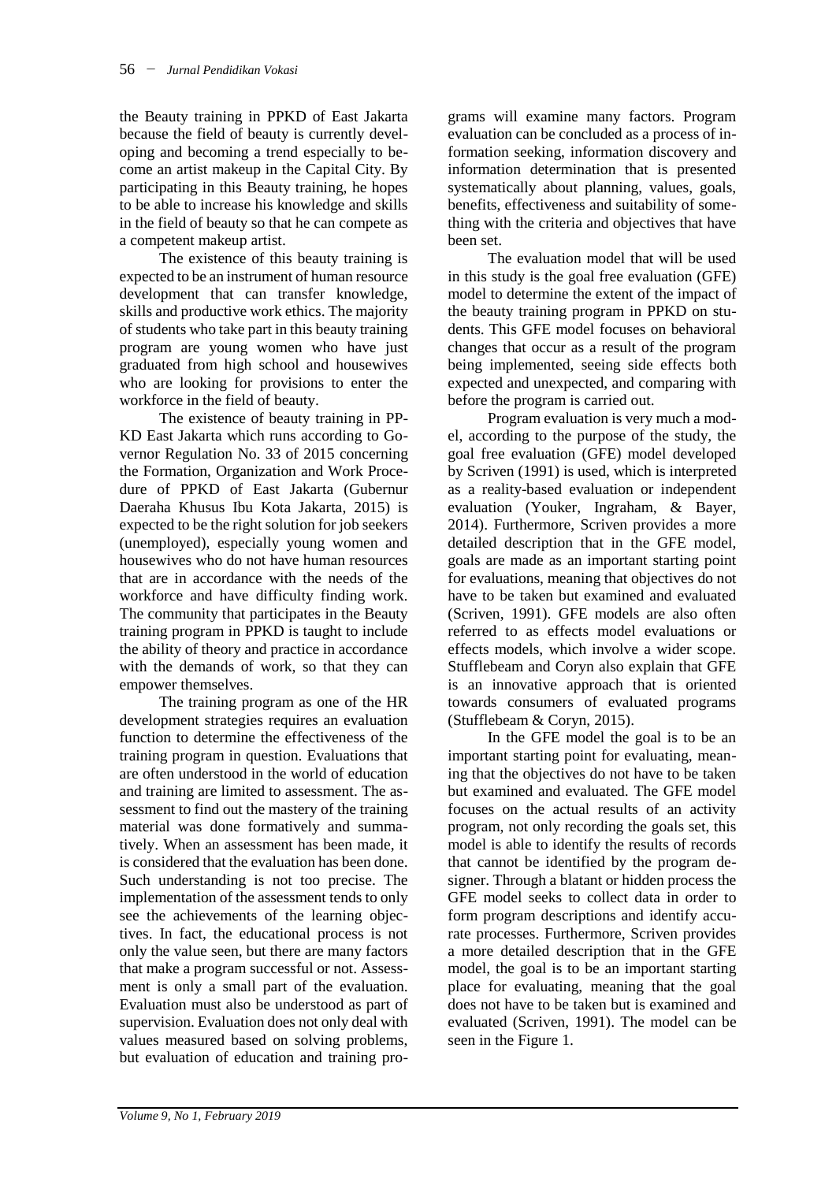the Beauty training in PPKD of East Jakarta because the field of beauty is currently developing and becoming a trend especially to become an artist makeup in the Capital City. By participating in this Beauty training, he hopes to be able to increase his knowledge and skills in the field of beauty so that he can compete as a competent makeup artist.

The existence of this beauty training is expected to be an instrument of human resource development that can transfer knowledge, skills and productive work ethics. The majority of students who take part in this beauty training program are young women who have just graduated from high school and housewives who are looking for provisions to enter the workforce in the field of beauty.

The existence of beauty training in PPKD East Jakarta which runs according to Governor Regulation No. 33 of 2015 concerning the Formation, Organization and Work Procedure of PPKD of East Jakarta (Gubernur Daeraha Khusus Ibu Kota Jakarta, 2015) is expected to be the right solution for job seekers (unemployed), especially young women and housewives who do not have human resources that are in accordance with the needs of the workforce and have difficulty finding work. The community that participates in the Beauty training program in PPKD is taught to include the ability of theory and practice in accordance with the demands of work, so that they can empower themselves.

The training program as one of the HR development strategies requires an evaluation function to determine the effectiveness of the training program in question. Evaluations that are often understood in the world of education and training are limited to assessment. The assessment to find out the mastery of the training material was done formatively and summatively. When an assessment has been made, it is considered that the evaluation has been done. Such understanding is not too precise. The implementation of the assessment tends to only see the achievements of the learning objectives. In fact, the educational process is not only the value seen, but there are many factors that make a program successful or not. Assessment is only a small part of the evaluation. Evaluation must also be understood as part of supervision. Evaluation does not only deal with values measured based on solving problems, but evaluation of education and training programs will examine many factors. Program evaluation can be concluded as a process of information seeking, information discovery and information determination that is presented systematically about planning, values, goals, benefits, effectiveness and suitability of something with the criteria and objectives that have been set.

The evaluation model that will be used in this study is the goal free evaluation (GFE) model to determine the extent of the impact of the beauty training program in PPKD on students. This GFE model focuses on behavioral changes that occur as a result of the program being implemented, seeing side effects both expected and unexpected, and comparing with before the program is carried out.

Program evaluation is very much a model, according to the purpose of the study, the goal free evaluation (GFE) model developed by Scriven (1991) is used, which is interpreted as a reality-based evaluation or independent evaluation (Youker, Ingraham, & Bayer, 2014). Furthermore, Scriven provides a more detailed description that in the GFE model, goals are made as an important starting point for evaluations, meaning that objectives do not have to be taken but examined and evaluated (Scriven, 1991). GFE models are also often referred to as effects model evaluations or effects models, which involve a wider scope. Stufflebeam and Coryn also explain that GFE is an innovative approach that is oriented towards consumers of evaluated programs (Stufflebeam & Coryn, 2015).

In the GFE model the goal is to be an important starting point for evaluating, meaning that the objectives do not have to be taken but examined and evaluated. The GFE model focuses on the actual results of an activity program, not only recording the goals set, this model is able to identify the results of records that cannot be identified by the program designer. Through a blatant or hidden process the GFE model seeks to collect data in order to form program descriptions and identify accurate processes. Furthermore, Scriven provides a more detailed description that in the GFE model, the goal is to be an important starting place for evaluating, meaning that the goal does not have to be taken but is examined and evaluated (Scriven, 1991). The model can be seen in the Figure 1.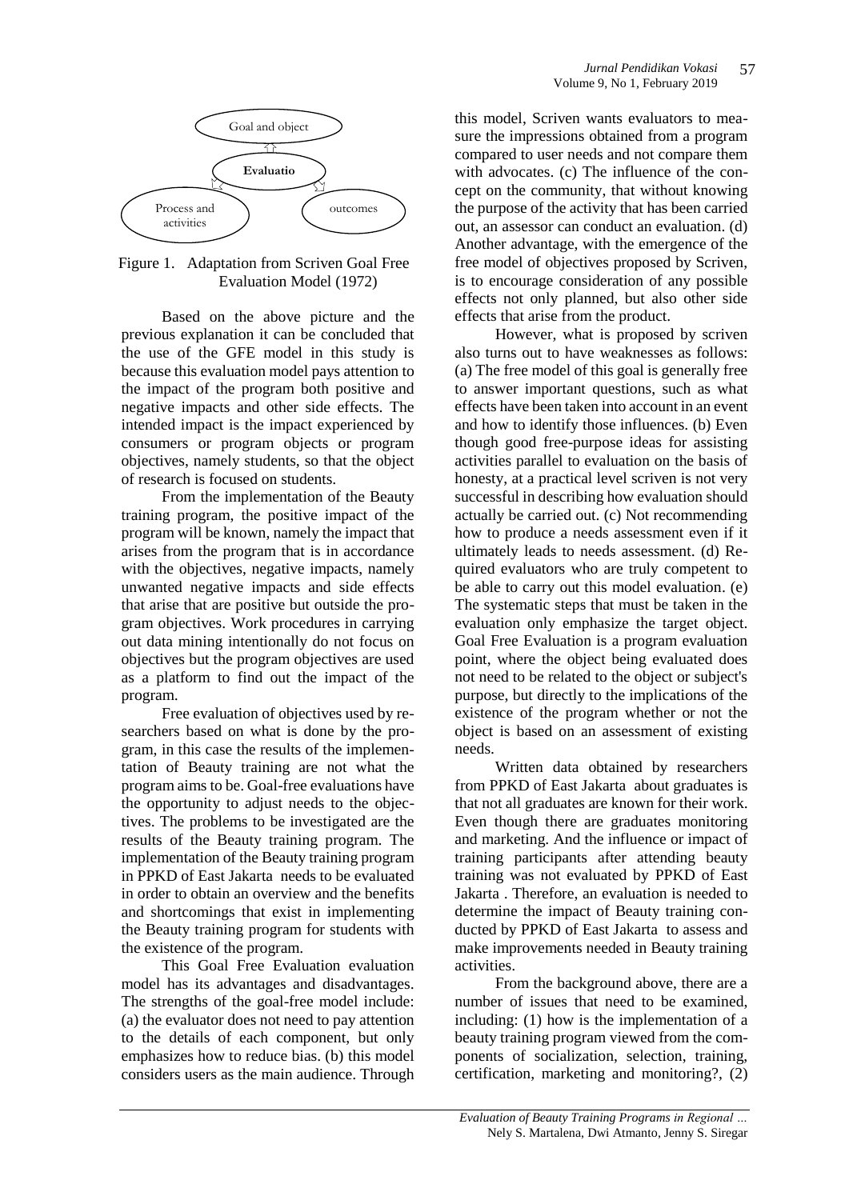Goal and object

Evaluatio

Process and activities

outcomes

Figure 1. Adaptation from Scriven Goal Free Evaluation Model (1972)

Based on the above picture and the previous explanation it can be concluded that the use of the GFE model in this study is because this evaluation model pays attention to the impact of the program both positive and negative impacts and other side effects. The intended impact is the impact experienced by consumers or program objects or program objectives, namely students, so that the object of research is focused on students.

From the implementation of the Beauty training program, the positive impact of the program will be known, namely the impact that arises from the program that is in accordance with the objectives, negative impacts, namely unwanted negative impacts and side effects that arise that are positive but outside the program objectives. Work procedures in carrying out data mining intentionally do not focus on objectives but the program objectives are used as a platform to find out the impact of the program.

Free evaluation of objectives used by researchers based on what is done by the program, in this case the results of the implementation of Beauty training are not what the program aims to be. Goal-free evaluations have the opportunity to adjust needs to the objectives. The problems to be investigated are the results of the Beauty training program. The implementation of the Beauty training program in PPKD of East Jakarta needs to be evaluated in order to obtain an overview and the benefits and shortcomings that exist in implementing the Beauty training program for students with the existence of the program.

This Goal Free Evaluation evaluation model has its advantages and disadvantages. The strengths of the goal-free model include: (a) the evaluator does not need to pay attention to the details of each component, but only emphasizes how to reduce bias. (b) this model considers users as the main audience. Through this model, Scriven wants evaluators to measure the impressions obtained from a program compared to user needs and not compare them with advocates. (c) The influence of the concept on the community, that without knowing the purpose of the activity that has been carried out, an assessor can conduct an evaluation. (d) Another advantage, with the emergence of the free model of objectives proposed by Scriven, is to encourage consideration of any possible effects not only planned, but also other side effects that arise from the product.

However, what is proposed by scriven also turns out to have weaknesses as follows: (a) The free model of this goal is generally free to answer important questions, such as what effects have been taken into account in an event and how to identify those influences. (b) Even though good free-purpose ideas for assisting activities parallel to evaluation on the basis of honesty, at a practical level scriven is not very successful in describing how evaluation should actually be carried out. (c) Not recommending how to produce a needs assessment even if it ultimately leads to needs assessment. (d) Required evaluators who are truly competent to be able to carry out this model evaluation. (e) The systematic steps that must be taken in the evaluation only emphasize the target object. Goal Free Evaluation is a program evaluation point, where the object being evaluated does not need to be related to the object or subject's purpose, but directly to the implications of the existence of the program whether or not the object is based on an assessment of existing needs.

Written data obtained by researchers from PPKD of East Jakarta about graduates is that not all graduates are known for their work. Even though there are graduates monitoring and marketing. And the influence or impact of training participants after attending beauty training was not evaluated by PPKD of East Jakarta . Therefore, an evaluation is needed to determine the impact of Beauty training conducted by PPKD of East Jakarta to assess and make improvements needed in Beauty training activities.

From the background above, there are a number of issues that need to be examined, including: (1) how is the implementation of a beauty training program viewed from the components of socialization, selection, training, certification, marketing and monitoring?, (2)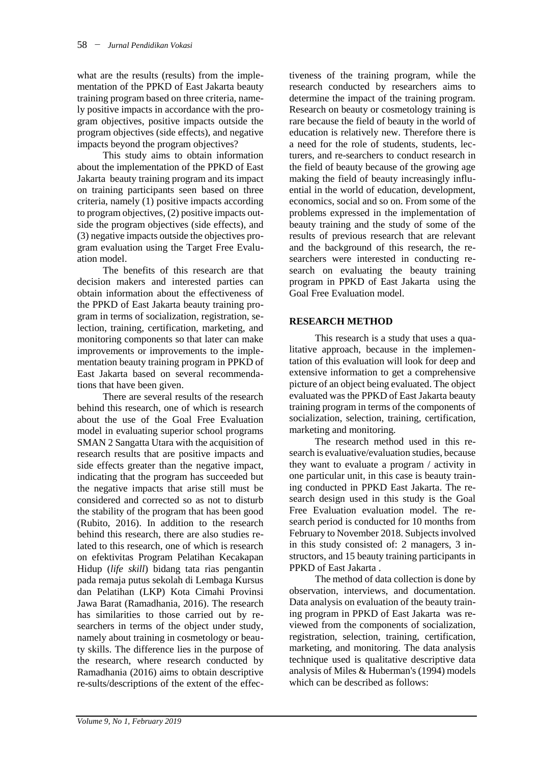what are the results (results) from the implementation of the PPKD of East Jakarta beauty training program based on three criteria, namely positive impacts in accordance with the program objectives, positive impacts outside the program objectives (side effects), and negative impacts beyond the program objectives?

This study aims to obtain information about the implementation of the PPKD of East Jakarta beauty training program and its impact on training participants seen based on three criteria, namely (1) positive impacts according to program objectives, (2) positive impacts outside the program objectives (side effects), and (3) negative impacts outside the objectives program evaluation using the Target Free Evaluation model.

The benefits of this research are that decision makers and interested parties can obtain information about the effectiveness of the PPKD of East Jakarta beauty training program in terms of socialization, registration, selection, training, certification, marketing, and monitoring components so that later can make improvements or improvements to the implementation beauty training program in PPKD of East Jakarta based on several recommendations that have been given.

There are several results of the research behind this research, one of which is research about the use of the Goal Free Evaluation model in evaluating superior school programs SMAN 2 Sangatta Utara with the acquisition of research results that are positive impacts and side effects greater than the negative impact, indicating that the program has succeeded but the negative impacts that arise still must be considered and corrected so as not to disturb the stability of the program that has been good (Rubito, 2016). In addition to the research behind this research, there are also studies related to this research, one of which is research on efektivitas Program Pelatihan Kecakapan Hidup (*life skill*) bidang tata rias pengantin pada remaja putus sekolah di Lembaga Kursus dan Pelatihan (LKP) Kota Cimahi Provinsi Jawa Barat (Ramadhania, 2016). The research has similarities to those carried out by researchers in terms of the object under study, namely about training in cosmetology or beauty skills. The difference lies in the purpose of the research, where research conducted by Ramadhania (2016) aims to obtain descriptive re-sults/descriptions of the extent of the effectiveness of the training program, while the research conducted by researchers aims to determine the impact of the training program. Research on beauty or cosmetology training is rare because the field of beauty in the world of education is relatively new. Therefore there is a need for the role of students, students, lecturers, and re-searchers to conduct research in the field of beauty because of the growing age making the field of beauty increasingly influential in the world of education, development, economics, social and so on. From some of the problems expressed in the implementation of beauty training and the study of some of the results of previous research that are relevant and the background of this research, the researchers were interested in conducting research on evaluating the beauty training program in PPKD of East Jakarta using the Goal Free Evaluation model.

## RESEARCH METHOD

This research is a study that uses a qualitative approach, because in the implementation of this evaluation will look for deep and extensive information to get a comprehensive picture of an object being evaluated. The object evaluated was the PPKD of East Jakarta beauty training program in terms of the components of socialization, selection, training, certification, marketing and monitoring.

The research method used in this research is evaluative/evaluation studies, because they want to evaluate a program / activity in one particular unit, in this case is beauty training conducted in PPKD East Jakarta. The research design used in this study is the Goal Free Evaluation evaluation model. The research period is conducted for 10 months from February to November 2018. Subjects involved in this study consisted of: 2 managers, 3 instructors, and 15 beauty training participants in PPKD of East Jakarta .

The method of data collection is done by observation, interviews, and documentation. Data analysis on evaluation of the beauty training program in PPKD of East Jakarta was reviewed from the components of socialization, registration, selection, training, certification, marketing, and monitoring. The data analysis technique used is qualitative descriptive data analysis of Miles & Huberman's (1994) models which can be described as follows: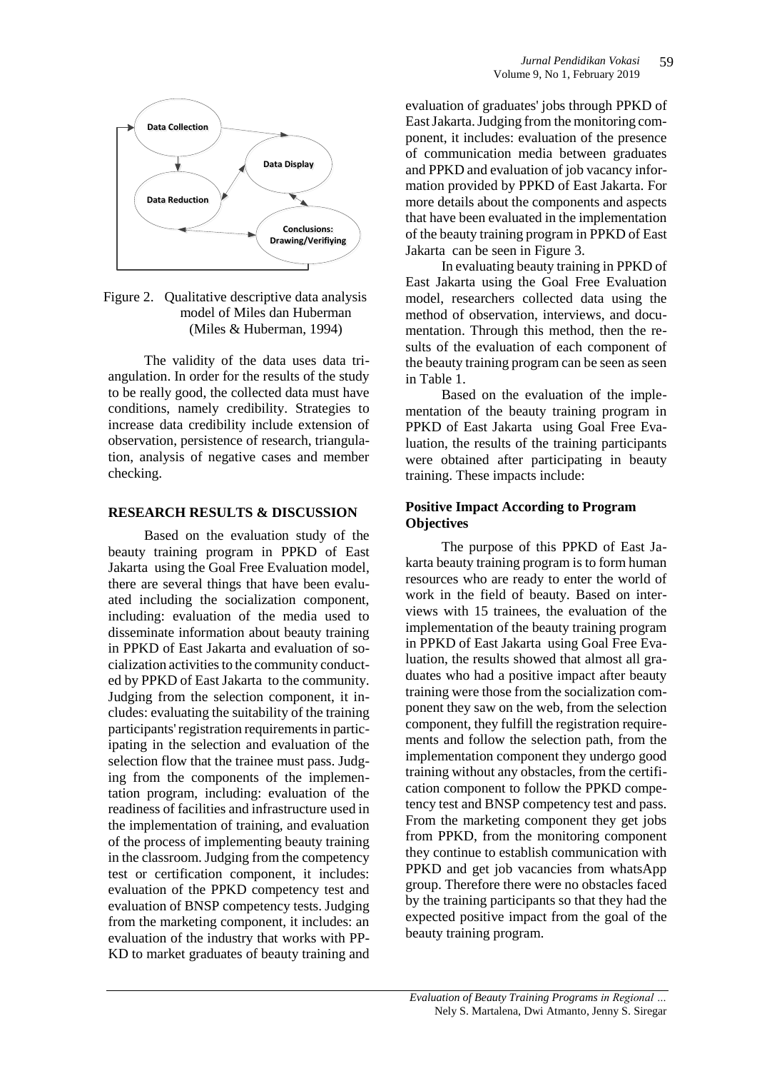Data Collection

Data Display

Data Reduction

Conclusions: Drawing/Verifiying

Figure 2. Qualitative descriptive data analysis model of Miles dan Huberman (Miles & Huberman, 1994)

The validity of the data uses data triangulation. In order for the results of the study to be really good, the collected data must have conditions, namely credibility. Strategies to increase data credibility include extension of observation, persistence of research, triangulation, analysis of negative cases and member checking.

## RESEARCH RESULTS & DISCUSSION

Based on the evaluation study of the beauty training program in PPKD of East Jakarta using the Goal Free Evaluation model, there are several things that have been evaluated including the socialization component, including: evaluation of the media used to disseminate information about beauty training in PPKD of East Jakarta and evaluation of socialization activities to the community conducted by PPKD of East Jakarta to the community. Judging from the selection component, it includes: evaluating the suitability of the training participants' registration requirements in participating in the selection and evaluation of the selection flow that the trainee must pass. Judging from the components of the implementation program, including: evaluation of the readiness of facilities and infrastructure used in the implementation of training, and evaluation of the process of implementing beauty training in the classroom. Judging from the competency test or certification component, it includes: evaluation of the PPKD competency test and evaluation of BNSP competency tests. Judging from the marketing component, it includes: an evaluation of the industry that works with PPKD to market graduates of beauty training and evaluation of graduates' jobs through PPKD of East Jakarta. Judging from the monitoring component, it includes: evaluation of the presence of communication media between graduates and PPKD and evaluation of job vacancy information provided by PPKD of East Jakarta. For more details about the components and aspects that have been evaluated in the implementation of the beauty training program in PPKD of East Jakarta can be seen in Figure 3.

In evaluating beauty training in PPKD of East Jakarta using the Goal Free Evaluation model, researchers collected data using the method of observation, interviews, and documentation. Through this method, then the results of the evaluation of each component of the beauty training program can be seen as seen in Table 1.

Based on the evaluation of the implementation of the beauty training program in PPKD of East Jakarta using Goal Free Evaluation, the results of the training participants were obtained after participating in beauty training. These impacts include:

### Positive Impact According to Program Objectives

The purpose of this PPKD of East Jakarta beauty training program is to form human resources who are ready to enter the world of work in the field of beauty. Based on interviews with 15 trainees, the evaluation of the implementation of the beauty training program in PPKD of East Jakarta using Goal Free Evaluation, the results showed that almost all graduates who had a positive impact after beauty training were those from the socialization component they saw on the web, from the selection component, they fulfill the registration requirements and follow the selection path, from the implementation component they undergo good training without any obstacles, from the certification component to follow the PPKD competency test and BNSP competency test and pass. From the marketing component they get jobs from PPKD, from the monitoring component they continue to establish communication with PPKD and get job vacancies from whatsApp group. Therefore there were no obstacles faced by the training participants so that they had the expected positive impact from the goal of the beauty training program.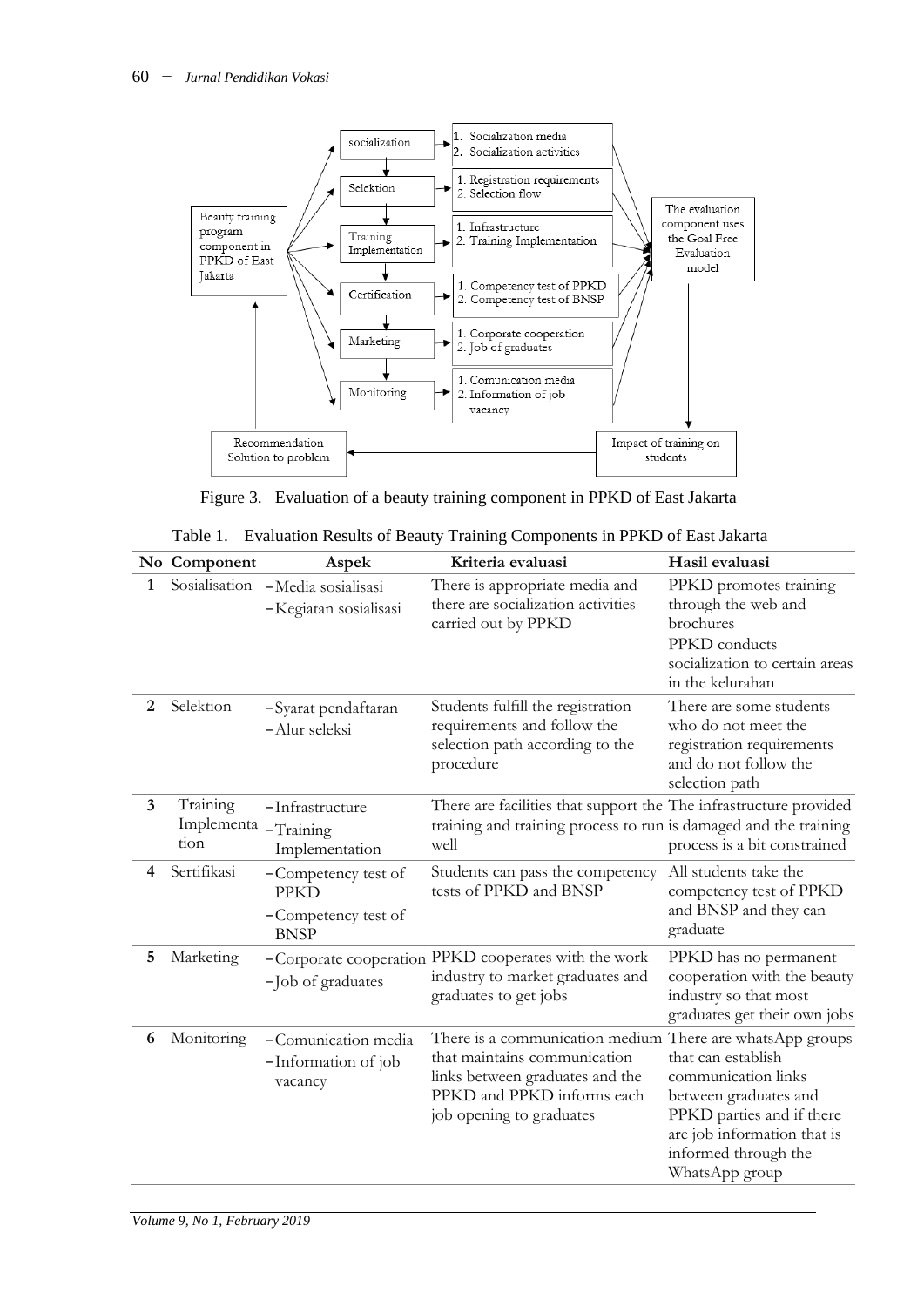Beauty training program component in PPKD of East Jakarta

socialization

1. Socialization media
2. Socialization activities

Selektion

1. Registration requirements
2. Selection flow

Training Implementation

1. Infrastructure
2. Training Implementation

Certification

1. Competency test of PPKD
2. Competency test of BNSP

Marketing

1. Corporate cooperation
2. Job of graduates

Monitoring

1. Comunication media
2. Information of job vacancy

The evaluation component uses the Goal Free Evaluation model

Impact of training on students

Recommendation Solution to problem

Figure 3. Evaluation of a beauty training component in PPKD of East Jakarta

Table 1. Evaluation Results of Beauty Training Components in PPKD of East Jakarta

| No | Component | Aspek | Kriteria evaluasi | Hasil evaluasi |
|---|---|---|---|---|
| 1 | Sosialisation | - Media sosialisasi<br>- Kegiatan sosialisasi | There is appropriate media and there are socialization activities carried out by PPKD | PPKD promotes training through the web and brochures<br>PPKD conducts socialization to certain areas in the kelurahan |
| 2 | Selektion | - Syarat pendaftaran<br>- Alur seleksi | Students fulfill the registration requirements and follow the selection path according to the procedure | There are some students who do not meet the registration requirements and do not follow the selection path |
| 3 | Training Implementation | - Infrastructure<br>- Training Implementation | There are facilities that support the training and training process to run well | The infrastructure provided is damaged and the training process is a bit constrained |
| 4 | Sertifikasi | - Competency test of PPKD<br>- Competency test of BNSP | Students can pass the competency tests of PPKD and BNSP | All students take the competency test of PPKD and BNSP and they can graduate |
| 5 | Marketing | - Corporate cooperation<br>- Job of graduates | PPKD cooperates with the work industry to market graduates and graduates to get jobs | PPKD has no permanent cooperation with the beauty industry so that most graduates get their own jobs |
| 6 | Monitoring | - Comunication media<br>- Information of job vacancy | There is a communication medium that maintains communication links between graduates and the PPKD and PPKD informs each job opening to graduates | There are whatsApp groups that can establish communication links between graduates and PPKD parties and if there are job information that is informed through the WhatsApp group |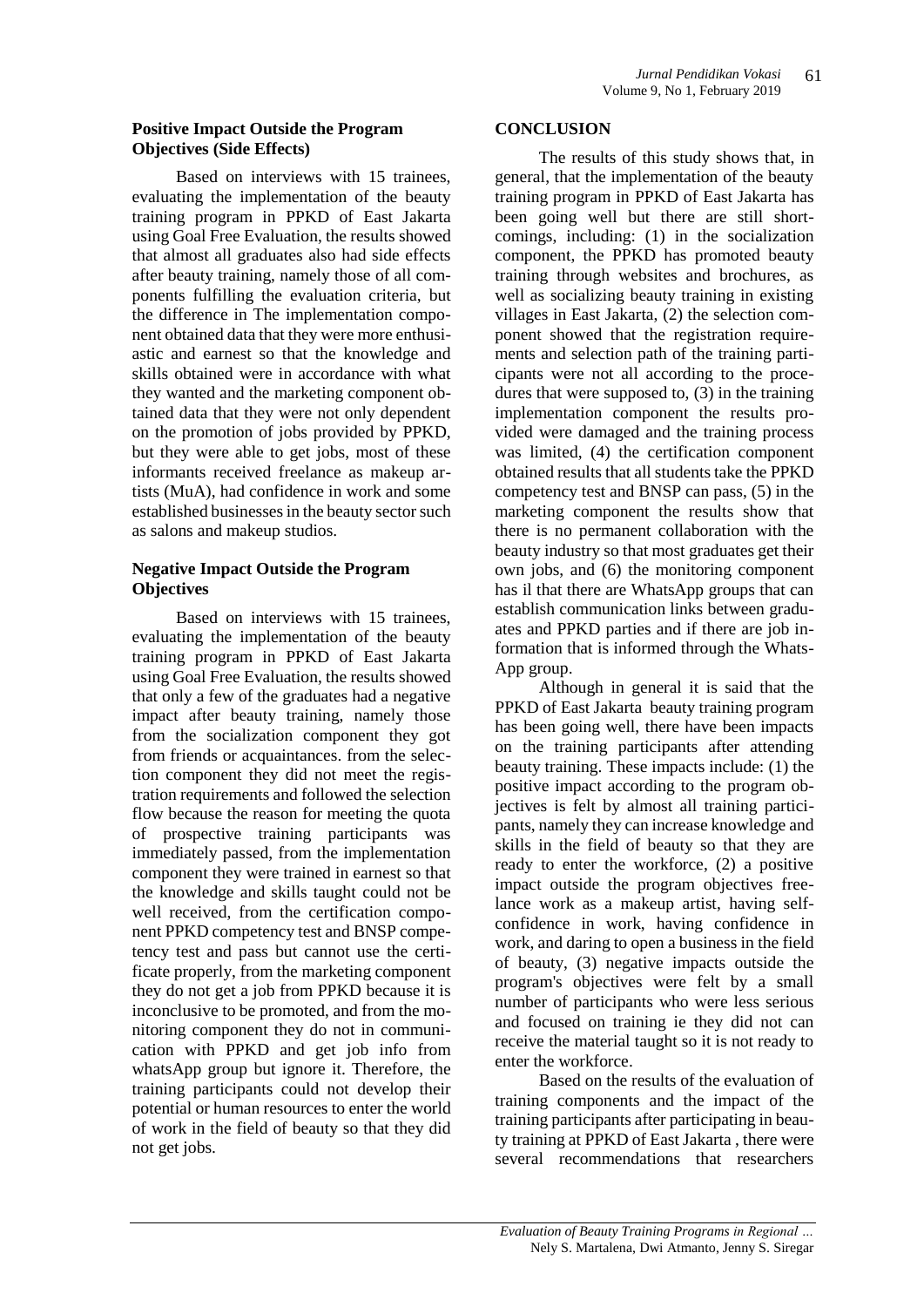**Positive Impact Outside the Program Objectives (Side Effects)**

Based on interviews with 15 trainees, evaluating the implementation of the beauty training program in PPKD of East Jakarta using Goal Free Evaluation, the results showed that almost all graduates also had side effects after beauty training, namely those of all components fulfilling the evaluation criteria, but the difference in The implementation component obtained data that they were more enthusiastic and earnest so that the knowledge and skills obtained were in accordance with what they wanted and the marketing component obtained data that they were not only dependent on the promotion of jobs provided by PPKD, but they were able to get jobs, most of these informants received freelance as makeup artists (MuA), had confidence in work and some established businesses in the beauty sector such as salons and makeup studios.

**Negative Impact Outside the Program Objectives**

Based on interviews with 15 trainees, evaluating the implementation of the beauty training program in PPKD of East Jakarta using Goal Free Evaluation, the results showed that only a few of the graduates had a negative impact after beauty training, namely those from the socialization component they got from friends or acquaintances. from the selection component they did not meet the registration requirements and followed the selection flow because the reason for meeting the quota of prospective training participants was immediately passed, from the implementation component they were trained in earnest so that the knowledge and skills taught could not be well received, from the certification component PPKD competency test and BNSP competency test and pass but cannot use the certificate properly, from the marketing component they do not get a job from PPKD because it is inconclusive to be promoted, and from the monitoring component they do not in communication with PPKD and get job info from whatsApp group but ignore it. Therefore, the training participants could not develop their potential or human resources to enter the world of work in the field of beauty so that they did not get jobs.

## CONCLUSION

The results of this study shows that, in general, that the implementation of the beauty training program in PPKD of East Jakarta has been going well but there are still shortcomings, including: (1) in the socialization component, the PPKD has promoted beauty training through websites and brochures, as well as socializing beauty training in existing villages in East Jakarta, (2) the selection component showed that the registration requirements and selection path of the training participants were not all according to the procedures that were supposed to, (3) in the training implementation component the results provided were damaged and the training process was limited, (4) the certification component obtained results that all students take the PPKD competency test and BNSP can pass, (5) in the marketing component the results show that there is no permanent collaboration with the beauty industry so that most graduates get their own jobs, and (6) the monitoring component has il that there are WhatsApp groups that can establish communication links between graduates and PPKD parties and if there are job information that is informed through the WhatsApp group.

Although in general it is said that the PPKD of East Jakarta beauty training program has been going well, there have been impacts on the training participants after attending beauty training. These impacts include: (1) the positive impact according to the program objectives is felt by almost all training participants, namely they can increase knowledge and skills in the field of beauty so that they are ready to enter the workforce, (2) a positive impact outside the program objectives freelance work as a makeup artist, having self-confidence in work, having confidence in work, and daring to open a business in the field of beauty, (3) negative impacts outside the program's objectives were felt by a small number of participants who were less serious and focused on training ie they did not can receive the material taught so it is not ready to enter the workforce.

Based on the results of the evaluation of training components and the impact of the training participants after participating in beauty training at PPKD of East Jakarta , there were several recommendations that researchers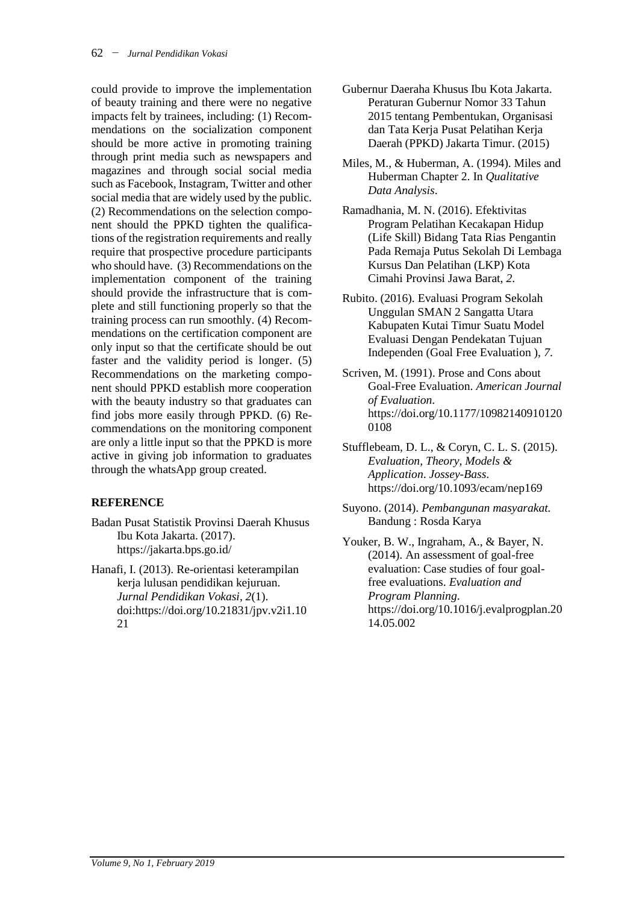could provide to improve the implementation of beauty training and there were no negative impacts felt by trainees, including: (1) Recommendations on the socialization component should be more active in promoting training through print media such as newspapers and magazines and through social social media such as Facebook, Instagram, Twitter and other social media that are widely used by the public. (2) Recommendations on the selection component should the PPKD tighten the qualifications of the registration requirements and really require that prospective procedure participants who should have. (3) Recommendations on the implementation component of the training should provide the infrastructure that is complete and still functioning properly so that the training process can run smoothly. (4) Recommendations on the certification component are only input so that the certificate should be out faster and the validity period is longer. (5) Recommendations on the marketing component should PPKD establish more cooperation with the beauty industry so that graduates can find jobs more easily through PPKD. (6) Recommendations on the monitoring component are only a little input so that the PPKD is more active in giving job information to graduates through the whatsApp group created.

## REFERENCE

Badan Pusat Statistik Provinsi Daerah Khusus Ibu Kota Jakarta. (2017). https://jakarta.bps.go.id/

Hanafi, I. (2013). Re-orientasi keterampilan kerja lulusan pendidikan kejuruan. *Jurnal Pendidikan Vokasi*, *2*(1). doi:https://doi.org/10.21831/jpv.v2i1.1021

Gubernur Daeraha Khusus Ibu Kota Jakarta. Peraturan Gubernur Nomor 33 Tahun 2015 tentang Pembentukan, Organisasi dan Tata Kerja Pusat Pelatihan Kerja Daerah (PPKD) Jakarta Timur. (2015)

Miles, M., & Huberman, A. (1994). Miles and Huberman Chapter 2. In *Qualitative Data Analysis*.

Ramadhania, M. N. (2016). Efektivitas Program Pelatihan Kecakapan Hidup (Life Skill) Bidang Tata Rias Pengantin Pada Remaja Putus Sekolah Di Lembaga Kursus Dan Pelatihan (LKP) Kota Cimahi Provinsi Jawa Barat, *2*.

Rubito. (2016). Evaluasi Program Sekolah Unggulan SMAN 2 Sangatta Utara Kabupaten Kutai Timur Suatu Model Evaluasi Dengan Pendekatan Tujuan Independen (Goal Free Evaluation ), *7*.

Scriven, M. (1991). Prose and Cons about Goal-Free Evaluation. *American Journal of Evaluation*. https://doi.org/10.1177/109821409101200108

Stufflebeam, D. L., & Coryn, C. L. S. (2015). *Evaluation, Theory, Models & Application*. *Jossey-Bass*. https://doi.org/10.1093/ecam/nep169

Suyono. (2014). *Pembangunan masyarakat.* Bandung : Rosda Karya

Youker, B. W., Ingraham, A., & Bayer, N. (2014). An assessment of goal-free evaluation: Case studies of four goal-free evaluations. *Evaluation and Program Planning*. https://doi.org/10.1016/j.evalprogplan.2014.05.002